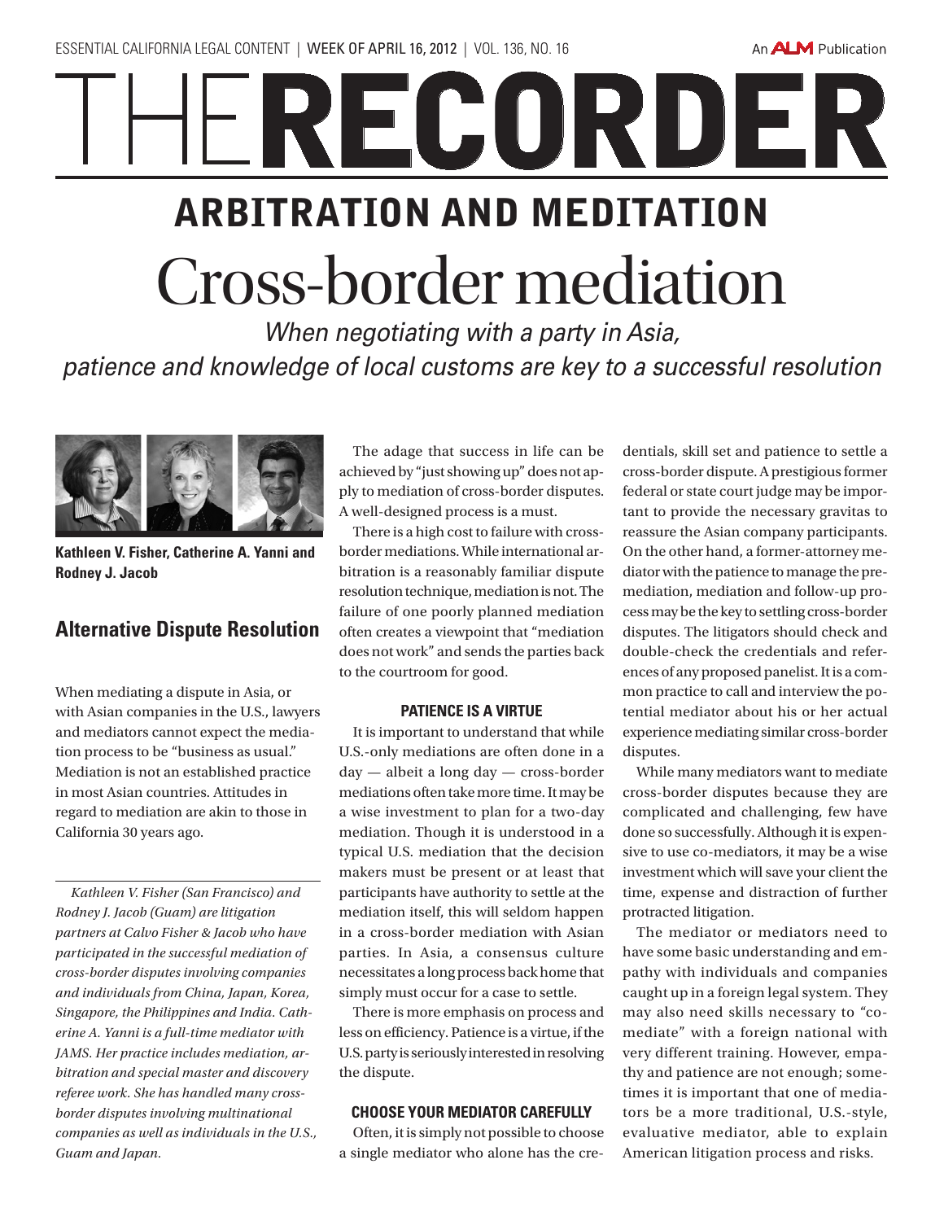# ARBITRATION AND MEDITATION

# Cross-border mediation

*When negotiating with a party in Asia, patience and knowledge of local customs are key to a successful resolution*

**Kathleen V. Fisher, Catherine A. Yanni and Rodney J. Jacob**

## Alternative Dispute Resolution

When mediating a dispute in Asia, or with Asian companies in the U.S., lawyers and mediators cannot expect the mediation process to be "business as usual." Mediation is not an established practice in most Asian countries. Attitudes in regard to mediation are akin to those in California 30 years ago.

*Kathleen V. Fisher (San Francisco) and Rodney J. Jacob (Guam) are litigation partners at Calvo Fisher & Jacob who have participated in the successful mediation of cross-border disputes involving companies and individuals from China, Japan, Korea, Singapore, the Philippines and India. Catherine A. Yanni is a full-time mediator with JAMS. Her practice includes mediation, arbitration and special master and discovery referee work. She has handled many cross-border disputes involving multinational companies as well as individuals in the U.S., Guam and Japan.*

The adage that success in life can be achieved by "just showing up" does not apply to mediation of cross-border disputes. A well-designed process is a must.

There is a high cost to failure with cross-border mediations. While international arbitration is a reasonably familiar dispute resolution technique, mediation is not. The failure of one poorly planned mediation often creates a viewpoint that "mediation does not work" and sends the parties back to the courtroom for good.

### PATIENCE IS A VIRTUE

It is important to understand that while U.S.-only mediations are often done in a day — albeit a long day — cross-border mediations often take more time. It may be a wise investment to plan for a two-day mediation. Though it is understood in a typical U.S. mediation that the decision makers must be present or at least that participants have authority to settle at the mediation itself, this will seldom happen in a cross-border mediation with Asian parties. In Asia, a consensus culture necessitates a long process back home that simply must occur for a case to settle.

There is more emphasis on process and less on efficiency. Patience is a virtue, if the U.S. party is seriously interested in resolving the dispute.

### CHOOSE YOUR MEDIATOR CAREFULLY

Often, it is simply not possible to choose a single mediator who alone has the credentials, skill set and patience to settle a cross-border dispute. A prestigious former federal or state court judge may be important to provide the necessary gravitas to reassure the Asian company participants. On the other hand, a former-attorney mediator with the patience to manage the pre-mediation, mediation and follow-up process may be the key to settling cross-border disputes. The litigators should check and double-check the credentials and references of any proposed panelist. It is a common practice to call and interview the potential mediator about his or her actual experience mediating similar cross-border disputes.

While many mediators want to mediate cross-border disputes because they are complicated and challenging, few have done so successfully. Although it is expensive to use co-mediators, it may be a wise investment which will save your client the time, expense and distraction of further protracted litigation.

The mediator or mediators need to have some basic understanding and empathy with individuals and companies caught up in a foreign legal system. They may also need skills necessary to "co-mediate" with a foreign national with very different training. However, empathy and patience are not enough; sometimes it is important that one of mediators be a more traditional, U.S.-style, evaluative mediator, able to explain American litigation process and risks.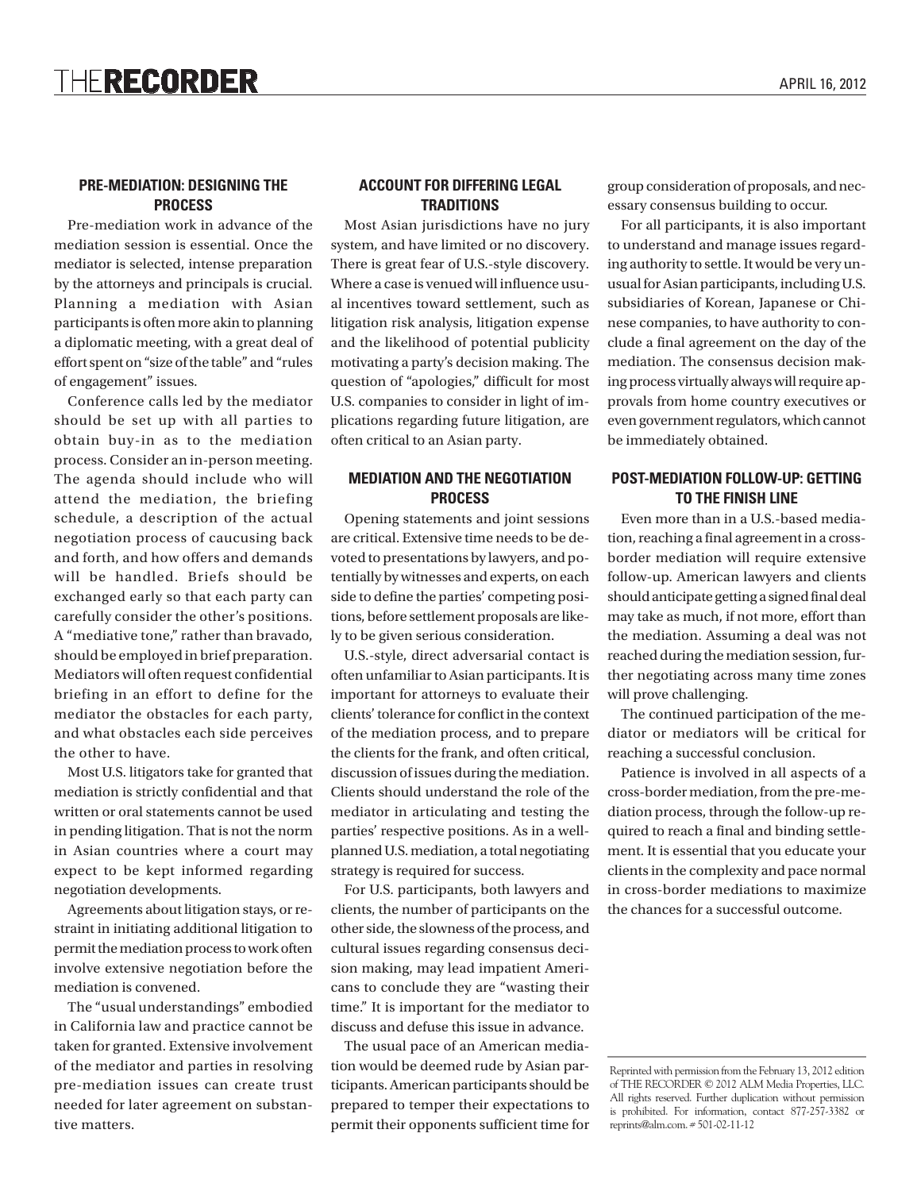## PRE-MEDIATION: DESIGNING THE PROCESS

Pre-mediation work in advance of the mediation session is essential. Once the mediator is selected, intense preparation by the attorneys and principals is crucial. Planning a mediation with Asian participants is often more akin to planning a diplomatic meeting, with a great deal of effort spent on "size of the table" and "rules of engagement" issues.

Conference calls led by the mediator should be set up with all parties to obtain buy-in as to the mediation process. Consider an in-person meeting. The agenda should include who will attend the mediation, the briefing schedule, a description of the actual negotiation process of caucusing back and forth, and how offers and demands will be handled. Briefs should be exchanged early so that each party can carefully consider the other's positions. A "mediative tone," rather than bravado, should be employed in brief preparation. Mediators will often request confidential briefing in an effort to define for the mediator the obstacles for each party, and what obstacles each side perceives the other to have.

Most U.S. litigators take for granted that mediation is strictly confidential and that written or oral statements cannot be used in pending litigation. That is not the norm in Asian countries where a court may expect to be kept informed regarding negotiation developments.

Agreements about litigation stays, or restraint in initiating additional litigation to permit the mediation process to work often involve extensive negotiation before the mediation is convened.

The "usual understandings" embodied in California law and practice cannot be taken for granted. Extensive involvement of the mediator and parties in resolving pre-mediation issues can create trust needed for later agreement on substantive matters.

## ACCOUNT FOR DIFFERING LEGAL TRADITIONS

Most Asian jurisdictions have no jury system, and have limited or no discovery. There is great fear of U.S.-style discovery. Where a case is venued will influence usual incentives toward settlement, such as litigation risk analysis, litigation expense and the likelihood of potential publicity motivating a party's decision making. The question of "apologies," difficult for most U.S. companies to consider in light of implications regarding future litigation, are often critical to an Asian party.

## MEDIATION AND THE NEGOTIATION PROCESS

Opening statements and joint sessions are critical. Extensive time needs to be devoted to presentations by lawyers, and potentially by witnesses and experts, on each side to define the parties' competing positions, before settlement proposals are likely to be given serious consideration.

U.S.-style, direct adversarial contact is often unfamiliar to Asian participants. It is important for attorneys to evaluate their clients' tolerance for conflict in the context of the mediation process, and to prepare the clients for the frank, and often critical, discussion of issues during the mediation. Clients should understand the role of the mediator in articulating and testing the parties' respective positions. As in a well-planned U.S. mediation, a total negotiating strategy is required for success.

For U.S. participants, both lawyers and clients, the number of participants on the other side, the slowness of the process, and cultural issues regarding consensus decision making, may lead impatient Americans to conclude they are "wasting their time." It is important for the mediator to discuss and defuse this issue in advance.

The usual pace of an American mediation would be deemed rude by Asian participants. American participants should be prepared to temper their expectations to permit their opponents sufficient time for group consideration of proposals, and necessary consensus building to occur.

For all participants, it is also important to understand and manage issues regarding authority to settle. It would be very unusual for Asian participants, including U.S. subsidiaries of Korean, Japanese or Chinese companies, to have authority to conclude a final agreement on the day of the mediation. The consensus decision making process virtually always will require approvals from home country executives or even government regulators, which cannot be immediately obtained.

## POST-MEDIATION FOLLOW-UP: GETTING TO THE FINISH LINE

Even more than in a U.S.-based mediation, reaching a final agreement in a cross-border mediation will require extensive follow-up. American lawyers and clients should anticipate getting a signed final deal may take as much, if not more, effort than the mediation. Assuming a deal was not reached during the mediation session, further negotiating across many time zones will prove challenging.

The continued participation of the mediator or mediators will be critical for reaching a successful conclusion.

Patience is involved in all aspects of a cross-border mediation, from the pre-mediation process, through the follow-up required to reach a final and binding settlement. It is essential that you educate your clients in the complexity and pace normal in cross-border mediations to maximize the chances for a successful outcome.

Reprinted with permission from the February 13, 2012 edition of THE RECORDER © 2012 ALM Media Properties, LLC. All rights reserved. Further duplication without permission is prohibited. For information, contact 877-257-3382 or reprints@alm.com. # 501-02-11-12